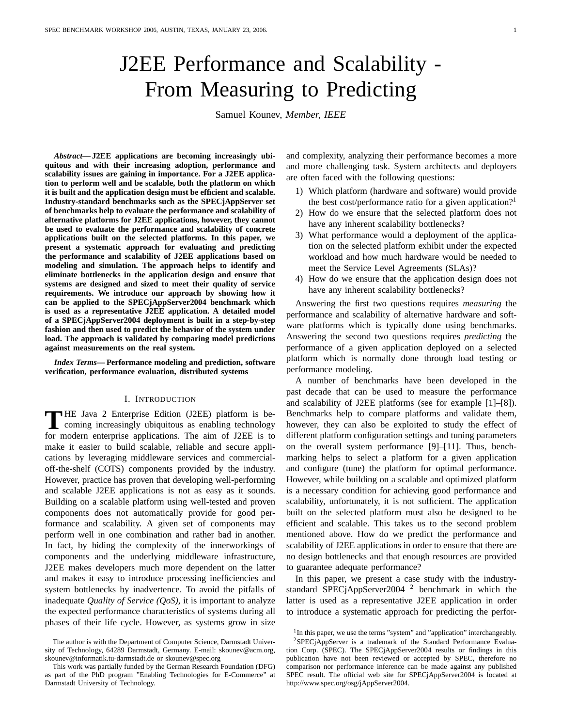# J2EE Performance and Scalability - From Measuring to Predicting

Samuel Kounev, *Member, IEEE*

***Abstract*— J2EE applications are becoming increasingly ubiquitous and with their increasing adoption, performance and scalability issues are gaining in importance. For a J2EE application to perform well and be scalable, both the platform on which it is built and the application design must be efficient and scalable. Industry-standard benchmarks such as the SPECjAppServer set of benchmarks help to evaluate the performance and scalability of alternative platforms for J2EE applications, however, they cannot be used to evaluate the performance and scalability of concrete applications built on the selected platforms. In this paper, we present a systematic approach for evaluating and predicting the performance and scalability of J2EE applications based on modeling and simulation. The approach helps to identify and eliminate bottlenecks in the application design and ensure that systems are designed and sized to meet their quality of service requirements. We introduce our approach by showing how it can be applied to the SPECjAppServer2004 benchmark which is used as a representative J2EE application. A detailed model of a SPECjAppServer2004 deployment is built in a step-by-step fashion and then used to predict the behavior of the system under load. The approach is validated by comparing model predictions against measurements on the real system.**

***Index Terms*— Performance modeling and prediction, software verification, performance evaluation, distributed systems**

## I. Introduction

The Java 2 Enterprise Edition (J2EE) platform is becoming increasingly ubiquitous as enabling technology for modern enterprise applications. The aim of J2EE is to make it easier to build scalable, reliable and secure applications by leveraging middleware services and commercial-off-the-shelf (COTS) components provided by the industry. However, practice has proven that developing well-performing and scalable J2EE applications is not as easy as it sounds. Building on a scalable platform using well-tested and proven components does not automatically provide for good performance and scalability. A given set of components may perform well in one combination and rather bad in another. In fact, by hiding the complexity of the innerworkings of components and the underlying middleware infrastructure, J2EE makes developers much more dependent on the latter and makes it easy to introduce processing inefficiencies and system bottlenecks by inadvertence. To avoid the pitfalls of inadequate *Quality of Service (QoS)*, it is important to analyze the expected performance characteristics of systems during all phases of their life cycle. However, as systems grow in size and complexity, analyzing their performance becomes a more and more challenging task. System architects and deployers are often faced with the following questions:

1) Which platform (hardware and software) would provide the best cost/performance ratio for a given application?[1]
2) How do we ensure that the selected platform does not have any inherent scalability bottlenecks?
3) What performance would a deployment of the application on the selected platform exhibit under the expected workload and how much hardware would be needed to meet the Service Level Agreements (SLAs)?
4) How do we ensure that the application design does not have any inherent scalability bottlenecks?

Answering the first two questions requires *measuring* the performance and scalability of alternative hardware and software platforms which is typically done using benchmarks. Answering the second two questions requires *predicting* the performance of a given application deployed on a selected platform which is normally done through load testing or performance modeling.

A number of benchmarks have been developed in the past decade that can be used to measure the performance and scalability of J2EE platforms (see for example [1]–[8]). Benchmarks help to compare platforms and validate them, however, they can also be exploited to study the effect of different platform configuration settings and tuning parameters on the overall system performance [9]–[11]. Thus, benchmarking helps to select a platform for a given application and configure (tune) the platform for optimal performance. However, while building on a scalable and optimized platform is a necessary condition for achieving good performance and scalability, unfortunately, it is not sufficient. The application built on the selected platform must also be designed to be efficient and scalable. This takes us to the second problem mentioned above. How do we predict the performance and scalability of J2EE applications in order to ensure that there are no design bottlenecks and that enough resources are provided to guarantee adequate performance?

In this paper, we present a case study with the industry-standard SPECjAppServer2004 [2] benchmark in which the latter is used as a representative J2EE application in order to introduce a systematic approach for predicting the perfor-

[1] In this paper, we use the terms "system" and "application" interchangeably.

[2] SPECjAppServer is a trademark of the Standard Performance Evaluation Corp. (SPEC). The SPECjAppServer2004 results or findings in this publication have not been reviewed or accepted by SPEC, therefore no comparison nor performance inference can be made against any published SPEC result. The official web site for SPECjAppServer2004 is located at http://www.spec.org/osg/jAppServer2004.

The author is with the Department of Computer Science, Darmstadt University of Technology, 64289 Darmstadt, Germany. E-mail: skounev@acm.org, skounev@informatik.tu-darmstadt.de or skounev@spec.org

This work was partially funded by the German Research Foundation (DFG) as part of the PhD program "Enabling Technologies for E-Commerce" at Darmstadt University of Technology.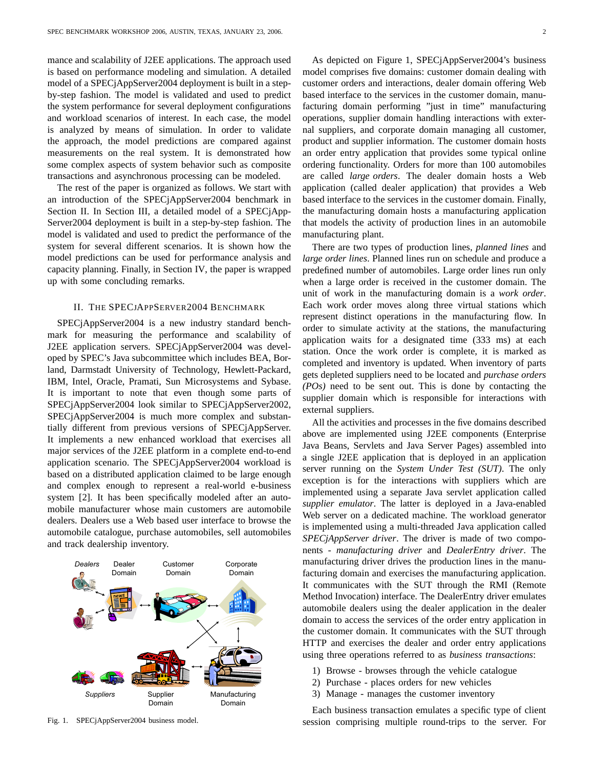mance and scalability of J2EE applications. The approach used is based on performance modeling and simulation. A detailed model of a SPECjAppServer2004 deployment is built in a step-by-step fashion. The model is validated and used to predict the system performance for several deployment configurations and workload scenarios of interest. In each case, the model is analyzed by means of simulation. In order to validate the approach, the model predictions are compared against measurements on the real system. It is demonstrated how some complex aspects of system behavior such as composite transactions and asynchronous processing can be modeled.

The rest of the paper is organized as follows. We start with an introduction of the SPECjAppServer2004 benchmark in Section II. In Section III, a detailed model of a SPECjAppServer2004 deployment is built in a step-by-step fashion. The model is validated and used to predict the performance of the system for several different scenarios. It is shown how the model predictions can be used for performance analysis and capacity planning. Finally, in Section IV, the paper is wrapped up with some concluding remarks.

## II. The SPECjAppServer2004 Benchmark

SPECjAppServer2004 is a new industry standard benchmark for measuring the performance and scalability of J2EE application servers. SPECjAppServer2004 was developed by SPEC's Java subcommittee which includes BEA, Borland, Darmstadt University of Technology, Hewlett-Packard, IBM, Intel, Oracle, Pramati, Sun Microsystems and Sybase. It is important to note that even though some parts of SPECjAppServer2004 look similar to SPECjAppServer2002, SPECjAppServer2004 is much more complex and substantially different from previous versions of SPECjAppServer. It implements a new enhanced workload that exercises all major services of the J2EE platform in a complete end-to-end application scenario. The SPECjAppServer2004 workload is based on a distributed application claimed to be large enough and complex enough to represent a real-world e-business system [2]. It has been specifically modeled after an automobile manufacturer whose main customers are automobile dealers. Dealers use a Web based user interface to browse the automobile catalogue, purchase automobiles, sell automobiles and track dealership inventory.

Fig. 1. SPECjAppServer2004 business model.

As depicted on Figure 1, SPECjAppServer2004's business model comprises five domains: customer domain dealing with customer orders and interactions, dealer domain offering Web based interface to the services in the customer domain, manufacturing domain performing "just in time" manufacturing operations, supplier domain handling interactions with external suppliers, and corporate domain managing all customer, product and supplier information. The customer domain hosts an order entry application that provides some typical online ordering functionality. Orders for more than 100 automobiles are called *large orders*. The dealer domain hosts a Web application (called dealer application) that provides a Web based interface to the services in the customer domain. Finally, the manufacturing domain hosts a manufacturing application that models the activity of production lines in an automobile manufacturing plant.

There are two types of production lines, *planned lines* and *large order lines*. Planned lines run on schedule and produce a predefined number of automobiles. Large order lines run only when a large order is received in the customer domain. The unit of work in the manufacturing domain is a *work order*. Each work order moves along three virtual stations which represent distinct operations in the manufacturing flow. In order to simulate activity at the stations, the manufacturing application waits for a designated time (333 ms) at each station. Once the work order is complete, it is marked as completed and inventory is updated. When inventory of parts gets depleted suppliers need to be located and *purchase orders (POs)* need to be sent out. This is done by contacting the supplier domain which is responsible for interactions with external suppliers.

All the activities and processes in the five domains described above are implemented using J2EE components (Enterprise Java Beans, Servlets and Java Server Pages) assembled into a single J2EE application that is deployed in an application server running on the *System Under Test (SUT)*. The only exception is for the interactions with suppliers which are implemented using a separate Java servlet application called *supplier emulator*. The latter is deployed in a Java-enabled Web server on a dedicated machine. The workload generator is implemented using a multi-threaded Java application called *SPECjAppServer driver*. The driver is made of two components - *manufacturing driver* and *DealerEntry driver*. The manufacturing driver drives the production lines in the manufacturing domain and exercises the manufacturing application. It communicates with the SUT through the RMI (Remote Method Invocation) interface. The DealerEntry driver emulates automobile dealers using the dealer application in the dealer domain to access the services of the order entry application in the customer domain. It communicates with the SUT through HTTP and exercises the dealer and order entry applications using three operations referred to as *business transactions*:

1) Browse - browses through the vehicle catalogue
2) Purchase - places orders for new vehicles
3) Manage - manages the customer inventory

Each business transaction emulates a specific type of client session comprising multiple round-trips to the server. For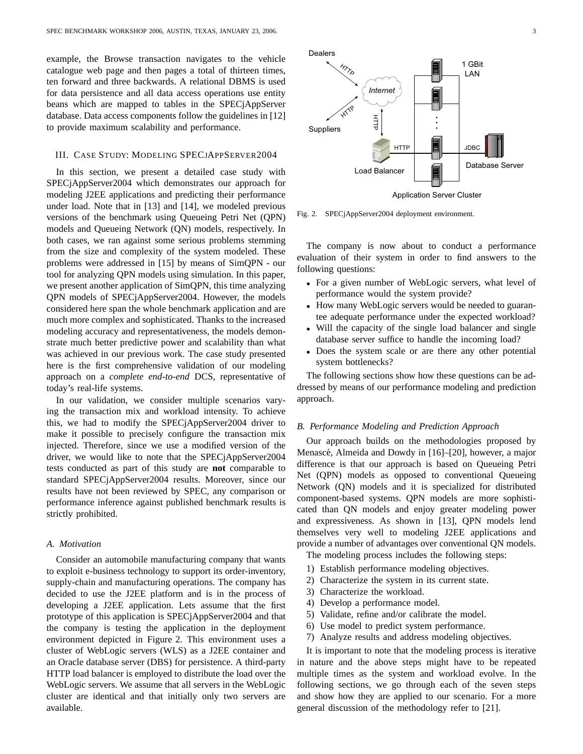example, the Browse transaction navigates to the vehicle catalogue web page and then pages a total of thirteen times, ten forward and three backwards. A relational DBMS is used for data persistence and all data access operations use entity beans which are mapped to tables in the SPECjAppServer database. Data access components follow the guidelines in [12] to provide maximum scalability and performance.

## III. CASE STUDY: MODELING SPECJAPPSERVER2004

In this section, we present a detailed case study with SPECjAppServer2004 which demonstrates our approach for modeling J2EE applications and predicting their performance under load. Note that in [13] and [14], we modeled previous versions of the benchmark using Queueing Petri Net (QPN) models and Queueing Network (QN) models, respectively. In both cases, we ran against some serious problems stemming from the size and complexity of the system modeled. These problems were addressed in [15] by means of SimQPN - our tool for analyzing QPN models using simulation. In this paper, we present another application of SimQPN, this time analyzing QPN models of SPECjAppServer2004. However, the models considered here span the whole benchmark application and are much more complex and sophisticated. Thanks to the increased modeling accuracy and representativeness, the models demonstrate much better predictive power and scalability than what was achieved in our previous work. The case study presented here is the first comprehensive validation of our modeling approach on a *complete end-to-end* DCS, representative of today's real-life systems.

In our validation, we consider multiple scenarios varying the transaction mix and workload intensity. To achieve this, we had to modify the SPECjAppServer2004 driver to make it possible to precisely configure the transaction mix injected. Therefore, since we use a modified version of the driver, we would like to note that the SPECjAppServer2004 tests conducted as part of this study are **not** comparable to standard SPECjAppServer2004 results. Moreover, since our results have not been reviewed by SPEC, any comparison or performance inference against published benchmark results is strictly prohibited.

### A. Motivation

Consider an automobile manufacturing company that wants to exploit e-business technology to support its order-inventory, supply-chain and manufacturing operations. The company has decided to use the J2EE platform and is in the process of developing a J2EE application. Lets assume that the first prototype of this application is SPECjAppServer2004 and that the company is testing the application in the deployment environment depicted in Figure 2. This environment uses a cluster of WebLogic servers (WLS) as a J2EE container and an Oracle database server (DBS) for persistence. A third-party HTTP load balancer is employed to distribute the load over the WebLogic servers. We assume that all servers in the WebLogic cluster are identical and that initially only two servers are available.

Fig. 2. SPECjAppServer2004 deployment environment.

The company is now about to conduct a performance evaluation of their system in order to find answers to the following questions:

- For a given number of WebLogic servers, what level of performance would the system provide?
- How many WebLogic servers would be needed to guarantee adequate performance under the expected workload?
- Will the capacity of the single load balancer and single database server suffice to handle the incoming load?
- Does the system scale or are there any other potential system bottlenecks?

The following sections show how these questions can be addressed by means of our performance modeling and prediction approach.

### B. Performance Modeling and Prediction Approach

Our approach builds on the methodologies proposed by Menascé, Almeida and Dowdy in [16]–[20], however, a major difference is that our approach is based on Queueing Petri Net (QPN) models as opposed to conventional Queueing Network (QN) models and it is specialized for distributed component-based systems. QPN models are more sophisticated than QN models and enjoy greater modeling power and expressiveness. As shown in [13], QPN models lend themselves very well to modeling J2EE applications and provide a number of advantages over conventional QN models.

The modeling process includes the following steps:

1) Establish performance modeling objectives.
2) Characterize the system in its current state.
3) Characterize the workload.
4) Develop a performance model.
5) Validate, refine and/or calibrate the model.
6) Use model to predict system performance.
7) Analyze results and address modeling objectives.

It is important to note that the modeling process is iterative in nature and the above steps might have to be repeated multiple times as the system and workload evolve. In the following sections, we go through each of the seven steps and show how they are applied to our scenario. For a more general discussion of the methodology refer to [21].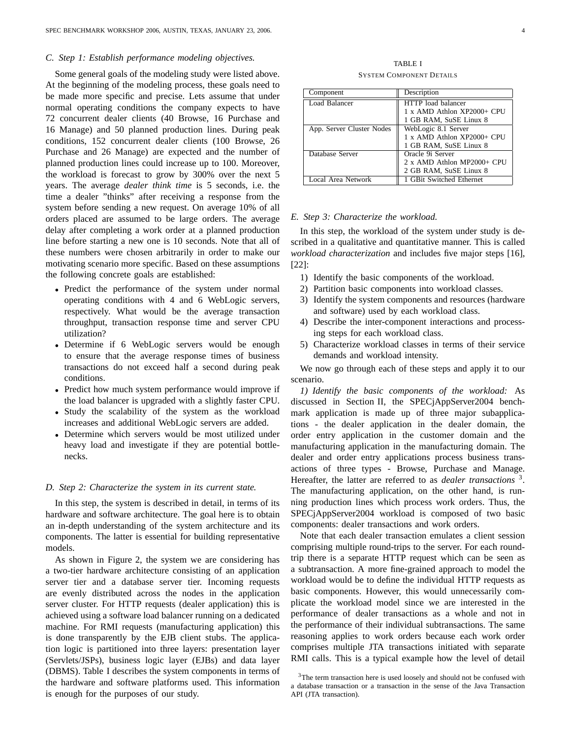### C. Step 1: Establish performance modeling objectives.

Some general goals of the modeling study were listed above. At the beginning of the modeling process, these goals need to be made more specific and precise. Lets assume that under normal operating conditions the company expects to have 72 concurrent dealer clients (40 Browse, 16 Purchase and 16 Manage) and 50 planned production lines. During peak conditions, 152 concurrent dealer clients (100 Browse, 26 Purchase and 26 Manage) are expected and the number of planned production lines could increase up to 100. Moreover, the workload is forecast to grow by 300% over the next 5 years. The average *dealer think time* is 5 seconds, i.e. the time a dealer "thinks" after receiving a response from the system before sending a new request. On average 10% of all orders placed are assumed to be large orders. The average delay after completing a work order at a planned production line before starting a new one is 10 seconds. Note that all of these numbers were chosen arbitrarily in order to make our motivating scenario more specific. Based on these assumptions the following concrete goals are established:

- Predict the performance of the system under normal operating conditions with 4 and 6 WebLogic servers, respectively. What would be the average transaction throughput, transaction response time and server CPU utilization?
- Determine if 6 WebLogic servers would be enough to ensure that the average response times of business transactions do not exceed half a second during peak conditions.
- Predict how much system performance would improve if the load balancer is upgraded with a slightly faster CPU.
- Study the scalability of the system as the workload increases and additional WebLogic servers are added.
- Determine which servers would be most utilized under heavy load and investigate if they are potential bottlenecks.

### D. Step 2: Characterize the system in its current state.

In this step, the system is described in detail, in terms of its hardware and software architecture. The goal here is to obtain an in-depth understanding of the system architecture and its components. The latter is essential for building representative models.

As shown in Figure 2, the system we are considering has a two-tier hardware architecture consisting of an application server tier and a database server tier. Incoming requests are evenly distributed across the nodes in the application server cluster. For HTTP requests (dealer application) this is achieved using a software load balancer running on a dedicated machine. For RMI requests (manufacturing application) this is done transparently by the EJB client stubs. The application logic is partitioned into three layers: presentation layer (Servlets/JSPs), business logic layer (EJBs) and data layer (DBMS). Table I describes the system components in terms of the hardware and software platforms used. This information is enough for the purposes of our study.

TABLE I

SYSTEM COMPONENT DETAILS

| Component | Description |
|---|---|
| Load Balancer | HTTP load balancer<br>1 x AMD Athlon XP2000+ CPU<br>1 GB RAM, SuSE Linux 8 |
| App. Server Cluster Nodes | WebLogic 8.1 Server<br>1 x AMD Athlon XP2000+ CPU<br>1 GB RAM, SuSE Linux 8 |
| Database Server | Oracle 9i Server<br>2 x AMD Athlon MP2000+ CPU<br>2 GB RAM, SuSE Linux 8 |
| Local Area Network | 1 GBit Switched Ethernet |

### E. Step 3: Characterize the workload.

In this step, the workload of the system under study is described in a qualitative and quantitative manner. This is called *workload characterization* and includes five major steps [16], [22]:

1. Identify the basic components of the workload.
2. Partition basic components into workload classes.
3. Identify the system components and resources (hardware and software) used by each workload class.
4. Describe the inter-component interactions and processing steps for each workload class.
5. Characterize workload classes in terms of their service demands and workload intensity.

We now go through each of these steps and apply it to our scenario.

*1) Identify the basic components of the workload:* As discussed in Section II, the SPECjAppServer2004 benchmark application is made up of three major subapplications - the dealer application in the dealer domain, the order entry application in the customer domain and the manufacturing application in the manufacturing domain. The dealer and order entry applications process business transactions of three types - Browse, Purchase and Manage. Hereafter, the latter are referred to as *dealer transactions* [3]. The manufacturing application, on the other hand, is running production lines which process work orders. Thus, the SPECjAppServer2004 workload is composed of two basic components: dealer transactions and work orders.

Note that each dealer transaction emulates a client session comprising multiple round-trips to the server. For each round-trip there is a separate HTTP request which can be seen as a subtransaction. A more fine-grained approach to model the workload would be to define the individual HTTP requests as basic components. However, this would unnecessarily complicate the workload model since we are interested in the performance of dealer transactions as a whole and not in the performance of their individual subtransactions. The same reasoning applies to work orders because each work order comprises multiple JTA transactions initiated with separate RMI calls. This is a typical example how the level of detail

[3] The term transaction here is used loosely and should not be confused with a database transaction or a transaction in the sense of the Java Transaction API (JTA transaction).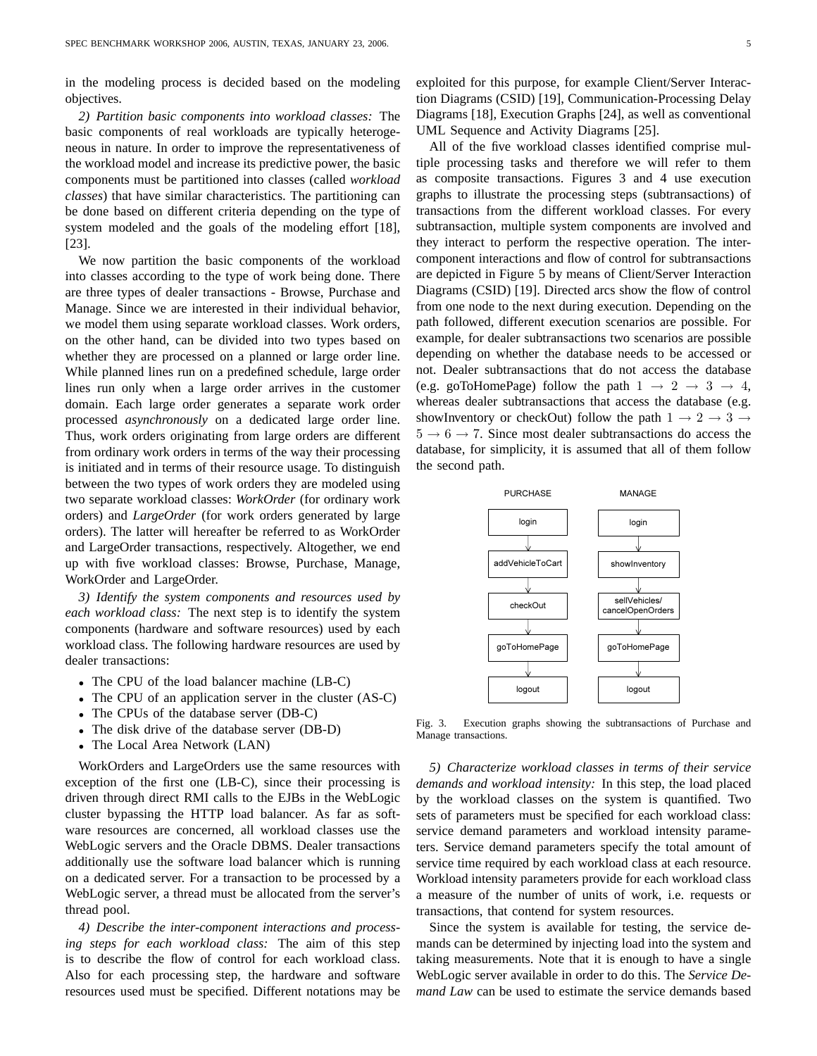in the modeling process is decided based on the modeling objectives.

*2) Partition basic components into workload classes:* The basic components of real workloads are typically heterogeneous in nature. In order to improve the representativeness of the workload model and increase its predictive power, the basic components must be partitioned into classes (called *workload classes*) that have similar characteristics. The partitioning can be done based on different criteria depending on the type of system modeled and the goals of the modeling effort [18], [23].

We now partition the basic components of the workload into classes according to the type of work being done. There are three types of dealer transactions - Browse, Purchase and Manage. Since we are interested in their individual behavior, we model them using separate workload classes. Work orders, on the other hand, can be divided into two types based on whether they are processed on a planned or large order line. While planned lines run on a predefined schedule, large order lines run only when a large order arrives in the customer domain. Each large order generates a separate work order processed *asynchronously* on a dedicated large order line. Thus, work orders originating from large orders are different from ordinary work orders in terms of the way their processing is initiated and in terms of their resource usage. To distinguish between the two types of work orders they are modeled using two separate workload classes: *WorkOrder* (for ordinary work orders) and *LargeOrder* (for work orders generated by large orders). The latter will hereafter be referred to as WorkOrder and LargeOrder transactions, respectively. Altogether, we end up with five workload classes: Browse, Purchase, Manage, WorkOrder and LargeOrder.

*3) Identify the system components and resources used by each workload class:* The next step is to identify the system components (hardware and software resources) used by each workload class. The following hardware resources are used by dealer transactions:

- The CPU of the load balancer machine (LB-C)
- The CPU of an application server in the cluster (AS-C)
- The CPUs of the database server (DB-C)
- The disk drive of the database server (DB-D)
- The Local Area Network (LAN)

WorkOrders and LargeOrders use the same resources with exception of the first one (LB-C), since their processing is driven through direct RMI calls to the EJBs in the WebLogic cluster bypassing the HTTP load balancer. As far as software resources are concerned, all workload classes use the WebLogic servers and the Oracle DBMS. Dealer transactions additionally use the software load balancer which is running on a dedicated server. For a transaction to be processed by a WebLogic server, a thread must be allocated from the server's thread pool.

*4) Describe the inter-component interactions and processing steps for each workload class:* The aim of this step is to describe the flow of control for each workload class. Also for each processing step, the hardware and software resources used must be specified. Different notations may be exploited for this purpose, for example Client/Server Interaction Diagrams (CSID) [19], Communication-Processing Delay Diagrams [18], Execution Graphs [24], as well as conventional UML Sequence and Activity Diagrams [25].

All of the five workload classes identified comprise multiple processing tasks and therefore we will refer to them as composite transactions. Figures 3 and 4 use execution graphs to illustrate the processing steps (subtransactions) of transactions from the different workload classes. For every subtransaction, multiple system components are involved and they interact to perform the respective operation. The inter-component interactions and flow of control for subtransactions are depicted in Figure 5 by means of Client/Server Interaction Diagrams (CSID) [19]. Directed arcs show the flow of control from one node to the next during execution. Depending on the path followed, different execution scenarios are possible. For example, for dealer subtransactions two scenarios are possible depending on whether the database needs to be accessed or not. Dealer subtransactions that do not access the database (e.g. goToHomePage) follow the path $1 \rightarrow 2 \rightarrow 3 \rightarrow 4$, whereas dealer subtransactions that access the database (e.g. showInventory or checkOut) follow the path $1 \rightarrow 2 \rightarrow 3 \rightarrow 5 \rightarrow 6 \rightarrow 7$. Since most dealer subtransactions do access the database, for simplicity, it is assumed that all of them follow the second path.

| PURCHASE | MANAGE |
|---|---|
| login | login |
| addVehicleToCart | showInventory |
| checkOut | sellVehicles/ cancelOpenOrders |
| goToHomePage | goToHomePage |
| logout | logout |

Fig. 3. Execution graphs showing the subtransactions of Purchase and Manage transactions.

*5) Characterize workload classes in terms of their service demands and workload intensity:* In this step, the load placed by the workload classes on the system is quantified. Two sets of parameters must be specified for each workload class: service demand parameters and workload intensity parameters. Service demand parameters specify the total amount of service time required by each workload class at each resource. Workload intensity parameters provide for each workload class a measure of the number of units of work, i.e. requests or transactions, that contend for system resources.

Since the system is available for testing, the service demands can be determined by injecting load into the system and taking measurements. Note that it is enough to have a single WebLogic server available in order to do this. The *Service Demand Law* can be used to estimate the service demands based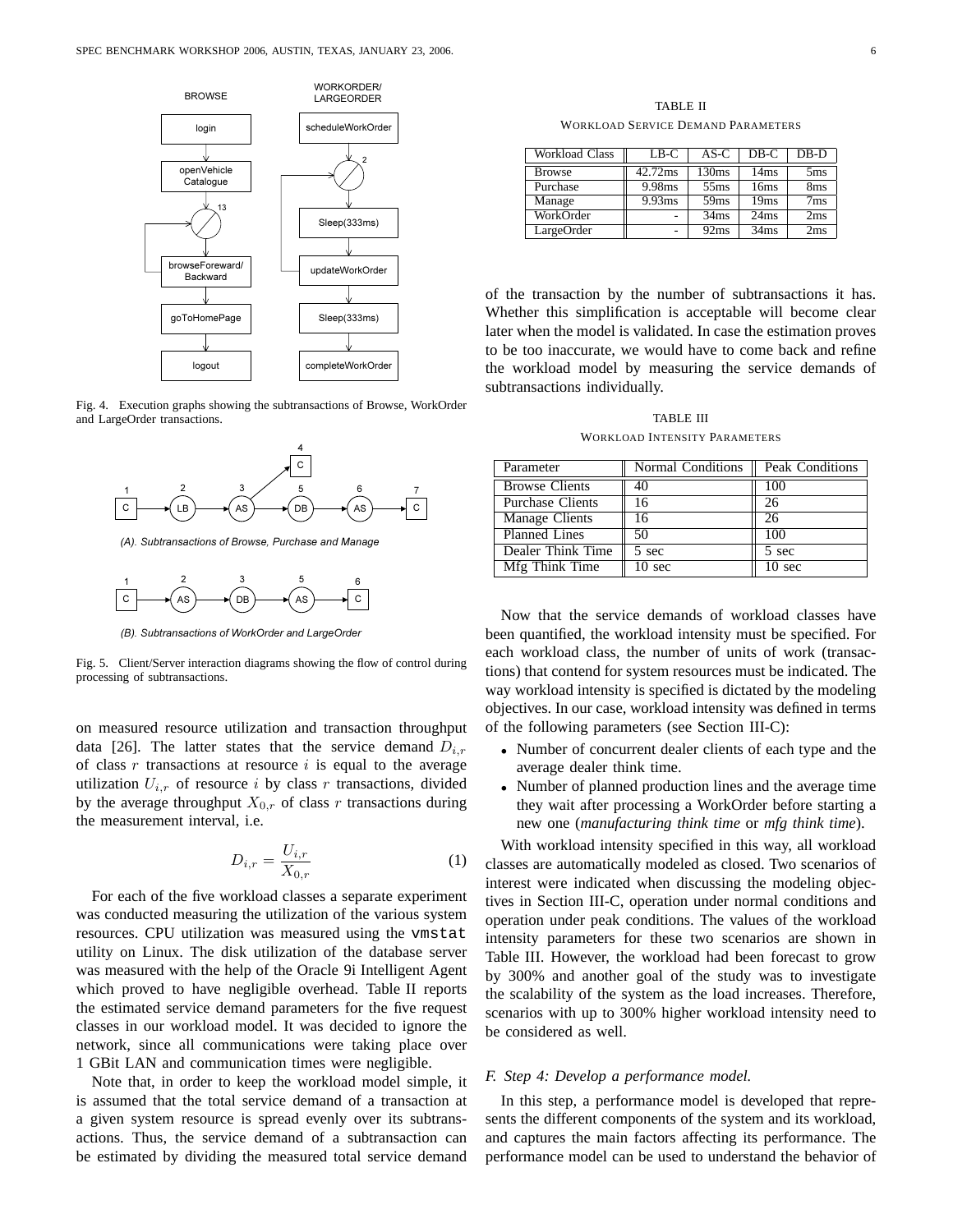Fig. 4. Execution graphs showing the subtransactions of Browse, WorkOrder and LargeOrder transactions.

Fig. 5. Client/Server interaction diagrams showing the flow of control during processing of subtransactions.

on measured resource utilization and transaction throughput data [26]. The latter states that the service demand $D_{i,r}$ of class $r$ transactions at resource $i$ is equal to the average utilization $U_{i,r}$ of resource $i$ by class $r$ transactions, divided by the average throughput $X_{0,r}$ of class $r$ transactions during the measurement interval, i.e.

$$D_{i,r} = \frac{U_{i,r}}{X_{0,r}} \quad (1)$$

For each of the five workload classes a separate experiment was conducted measuring the utilization of the various system resources. CPU utilization was measured using the `vmstat` utility on Linux. The disk utilization of the database server was measured with the help of the Oracle 9i Intelligent Agent which proved to have negligible overhead. Table II reports the estimated service demand parameters for the five request classes in our workload model. It was decided to ignore the network, since all communications were taking place over 1 GBit LAN and communication times were negligible.

Note that, in order to keep the workload model simple, it is assumed that the total service demand of a transaction at a given system resource is spread evenly over its subtransactions. Thus, the service demand of a subtransaction can be estimated by dividing the measured total service demand of the transaction by the number of subtransactions it has. Whether this simplification is acceptable will become clear later when the model is validated. In case the estimation proves to be too inaccurate, we would have to come back and refine the workload model by measuring the service demands of subtransactions individually.

TABLE II
WORKLOAD SERVICE DEMAND PARAMETERS

| Workload Class | LB-C | AS-C | DB-C | DB-D |
|---|---|---|---|---|
| Browse | 42.72ms | 130ms | 14ms | 5ms |
| Purchase | 9.98ms | 55ms | 16ms | 8ms |
| Manage | 9.93ms | 59ms | 19ms | 7ms |
| WorkOrder | - | 34ms | 24ms | 2ms |
| LargeOrder | - | 92ms | 34ms | 2ms |

TABLE III
WORKLOAD INTENSITY PARAMETERS

| Parameter | Normal Conditions | Peak Conditions |
|---|---|---|
| Browse Clients | 40 | 100 |
| Purchase Clients | 16 | 26 |
| Manage Clients | 16 | 26 |
| Planned Lines | 50 | 100 |
| Dealer Think Time | 5 sec | 5 sec |
| Mfg Think Time | 10 sec | 10 sec |

Now that the service demands of workload classes have been quantified, the workload intensity must be specified. For each workload class, the number of units of work (transactions) that contend for system resources must be indicated. The way workload intensity is specified is dictated by the modeling objectives. In our case, workload intensity was defined in terms of the following parameters (see Section III-C):

- Number of concurrent dealer clients of each type and the average dealer think time.
- Number of planned production lines and the average time they wait after processing a WorkOrder before starting a new one (*manufacturing think time* or *mfg think time*).

With workload intensity specified in this way, all workload classes are automatically modeled as closed. Two scenarios of interest were indicated when discussing the modeling objectives in Section III-C, operation under normal conditions and operation under peak conditions. The values of the workload intensity parameters for these two scenarios are shown in Table III. However, the workload had been forecast to grow by 300% and another goal of the study was to investigate the scalability of the system as the load increases. Therefore, scenarios with up to 300% higher workload intensity need to be considered as well.

### F. Step 4: Develop a performance model.

In this step, a performance model is developed that represents the different components of the system and its workload, and captures the main factors affecting its performance. The performance model can be used to understand the behavior of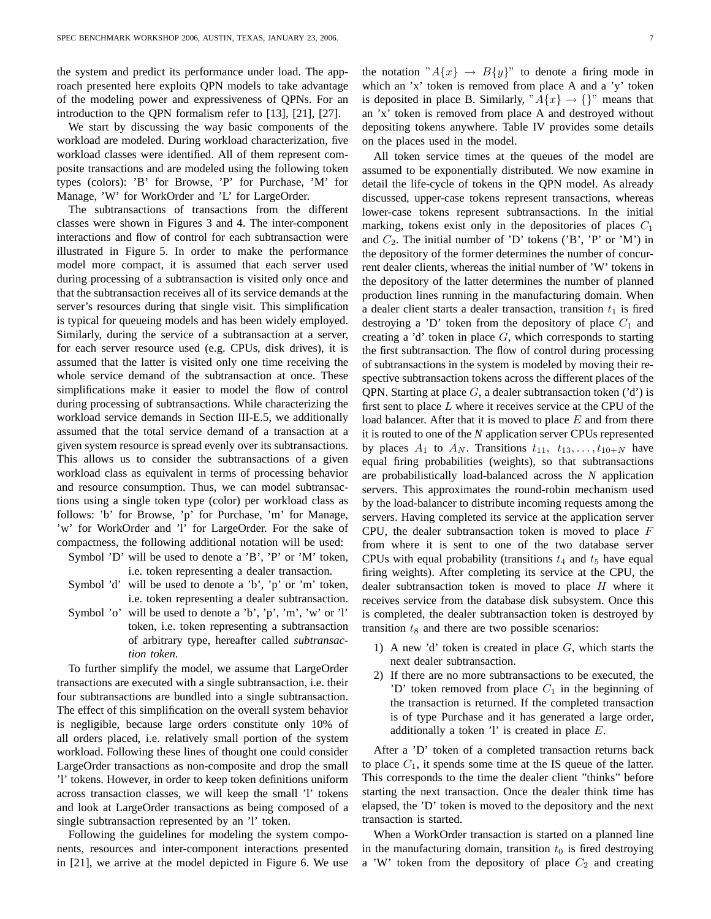the system and predict its performance under load. The approach presented here exploits QPN models to take advantage of the modeling power and expressiveness of QPNs. For an introduction to the QPN formalism refer to [13], [21], [27].

We start by discussing the way basic components of the workload are modeled. During workload characterization, five workload classes were identified. All of them represent composite transactions and are modeled using the following token types (colors): 'B' for Browse, 'P' for Purchase, 'M' for Manage, 'W' for WorkOrder and 'L' for LargeOrder.

The subtransactions of transactions from the different classes were shown in Figures 3 and 4. The inter-component interactions and flow of control for each subtransaction were illustrated in Figure 5. In order to make the performance model more compact, it is assumed that each server used during processing of a subtransaction is visited only once and that the subtransaction receives all of its service demands at the server's resources during that single visit. This simplification is typical for queueing models and has been widely employed. Similarly, during the service of a subtransaction at a server, for each server resource used (e.g. CPUs, disk drives), it is assumed that the latter is visited only one time receiving the whole service demand of the subtransaction at once. These simplifications make it easier to model the flow of control during processing of subtransactions. While characterizing the workload service demands in Section III-E.5, we additionally assumed that the total service demand of a transaction at a given system resource is spread evenly over its subtransactions. This allows us to consider the subtransactions of a given workload class as equivalent in terms of processing behavior and resource consumption. Thus, we can model subtransactions using a single token type (color) per workload class as follows: 'b' for Browse, 'p' for Purchase, 'm' for Manage, 'w' for WorkOrder and 'l' for LargeOrder. For the sake of compactness, the following additional notation will be used:

- Symbol 'D' will be used to denote a 'B', 'P' or 'M' token, i.e. token representing a dealer transaction.
- Symbol 'd' will be used to denote a 'b', 'p' or 'm' token, i.e. token representing a dealer subtransaction.
- Symbol 'o' will be used to denote a 'b', 'p', 'm', 'w' or 'l' token, i.e. token representing a subtransaction of arbitrary type, hereafter called *subtransaction token*.

To further simplify the model, we assume that LargeOrder transactions are executed with a single subtransaction, i.e. their four subtransactions are bundled into a single subtransaction. The effect of this simplification on the overall system behavior is negligible, because large orders constitute only 10% of all orders placed, i.e. relatively small portion of the system workload. Following these lines of thought one could consider LargeOrder transactions as non-composite and drop the small 'l' tokens. However, in order to keep token definitions uniform across transaction classes, we will keep the small 'l' tokens and look at LargeOrder transactions as being composed of a single subtransaction represented by an 'l' token.

Following the guidelines for modeling the system components, resources and inter-component interactions presented in [21], we arrive at the model depicted in Figure 6. We use the notation "$A\{x\} \rightarrow B\{y\}$" to denote a firing mode in which an 'x' token is removed from place A and a 'y' token is deposited in place B. Similarly, "$A\{x\} \rightarrow \{\}$" means that an 'x' token is removed from place A and destroyed without depositing tokens anywhere. Table IV provides some details on the places used in the model.

All token service times at the queues of the model are assumed to be exponentially distributed. We now examine in detail the life-cycle of tokens in the QPN model. As already discussed, upper-case tokens represent transactions, whereas lower-case tokens represent subtransactions. In the initial marking, tokens exist only in the depositories of places $C_1$ and $C_2$. The initial number of 'D' tokens ('B', 'P' or 'M') in the depository of the former determines the number of concurrent dealer clients, whereas the initial number of 'W' tokens in the depository of the latter determines the number of planned production lines running in the manufacturing domain. When a dealer client starts a dealer transaction, transition $t_1$ is fired destroying a 'D' token from the depository of place $C_1$ and creating a 'd' token in place $G$, which corresponds to starting the first subtransaction. The flow of control during processing of subtransactions in the system is modeled by moving their respective subtransaction tokens across the different places of the QPN. Starting at place $G$, a dealer subtransaction token ('d') is first sent to place $L$ where it receives service at the CPU of the load balancer. After that it is moved to place $E$ and from there it is routed to one of the *N* application server CPUs represented by places $A_1$ to $A_N$. Transitions $t_{11}, \ t_{13}, \ldots, t_{10+N}$ have equal firing probabilities (weights), so that subtransactions are probabilistically load-balanced across the *N* application servers. This approximates the round-robin mechanism used by the load-balancer to distribute incoming requests among the servers. Having completed its service at the application server CPU, the dealer subtransaction token is moved to place $F$ from where it is sent to one of the two database server CPUs with equal probability (transitions $t_4$ and $t_5$ have equal firing weights). After completing its service at the CPU, the dealer subtransaction token is moved to place $H$ where it receives service from the database disk subsystem. Once this is completed, the dealer subtransaction token is destroyed by transition $t_8$ and there are two possible scenarios:

1) A new 'd' token is created in place $G$, which starts the next dealer subtransaction.
2) If there are no more subtransactions to be executed, the 'D' token removed from place $C_1$ in the beginning of the transaction is returned. If the completed transaction is of type Purchase and it has generated a large order, additionally a token 'l' is created in place $E$.

After a 'D' token of a completed transaction returns back to place $C_1$, it spends some time at the IS queue of the latter. This corresponds to the time the dealer client "thinks" before starting the next transaction. Once the dealer think time has elapsed, the 'D' token is moved to the depository and the next transaction is started.

When a WorkOrder transaction is started on a planned line in the manufacturing domain, transition $t_0$ is fired destroying a 'W' token from the depository of place $C_2$ and creating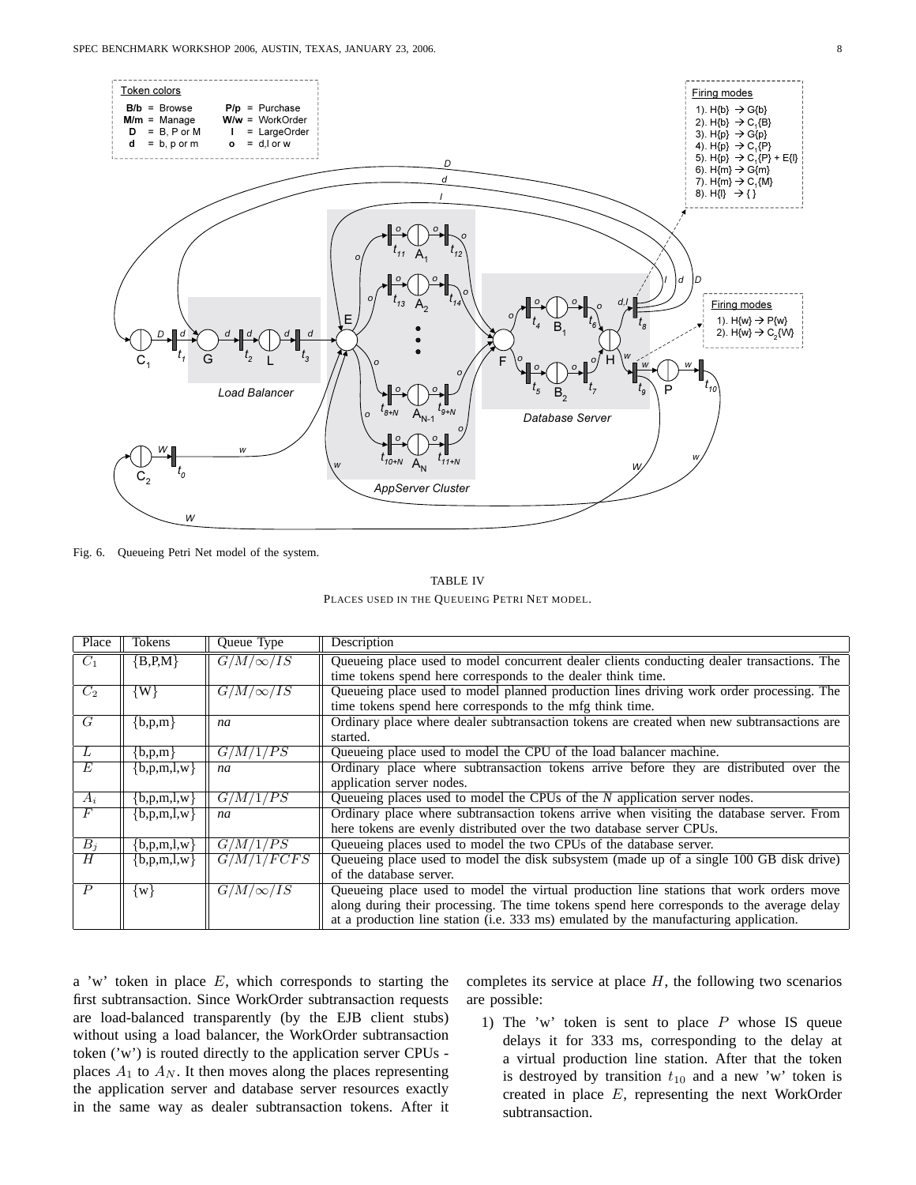Fig. 6. Queueing Petri Net model of the system.

TABLE IV

PLACES USED IN THE QUEUEING PETRI NET MODEL.

| Place | Tokens | Queue Type | Description |
|---|---|---|---|
| $C_1$ | {B,P,M} | $G/M/\infty/IS$ | Queueing place used to model concurrent dealer clients conducting dealer transactions. The time tokens spend here corresponds to the dealer think time. |
| $C_2$ | {W} | $G/M/\infty/IS$ | Queueing place used to model planned production lines driving work order processing. The time tokens spend here corresponds to the mfg think time. |
| $G$ | {b,p,m} | *na* | Ordinary place where dealer subtransaction tokens are created when new subtransactions are started. |
| $L$ | {b,p,m} | $G/M/1/PS$ | Queueing place used to model the CPU of the load balancer machine. |
| $E$ | {b,p,m,l,w} | *na* | Ordinary place where subtransaction tokens arrive before they are distributed over the application server nodes. |
| $A_i$ | {b,p,m,l,w} | $G/M/1/PS$ | Queueing places used to model the CPUs of the *N* application server nodes. |
| $F$ | {b,p,m,l,w} | *na* | Ordinary place where subtransaction tokens arrive when visiting the database server. From here tokens are evenly distributed over the two database server CPUs. |
| $B_j$ | {b,p,m,l,w} | $G/M/1/PS$ | Queueing places used to model the two CPUs of the database server. |
| $H$ | {b,p,m,l,w} | $G/M/1/FCFS$ | Queueing place used to model the disk subsystem (made up of a single 100 GB disk drive) of the database server. |
| $P$ | {w} | $G/M/\infty/IS$ | Queueing place used to model the virtual production line stations that work orders move along during their processing. The time tokens spend here corresponds to the average delay at a production line station (i.e. 333 ms) emulated by the manufacturing application. |

a 'w' token in place $E$, which corresponds to starting the first subtransaction. Since WorkOrder subtransaction requests are load-balanced transparently (by the EJB client stubs) without using a load balancer, the WorkOrder subtransaction token ('w') is routed directly to the application server CPUs - places $A_1$ to $A_N$. It then moves along the places representing the application server and database server resources exactly in the same way as dealer subtransaction tokens. After it completes its service at place $H$, the following two scenarios are possible:

1) The 'w' token is sent to place $P$ whose IS queue delays it for 333 ms, corresponding to the delay at a virtual production line station. After that the token is destroyed by transition $t_{10}$ and a new 'w' token is created in place $E$, representing the next WorkOrder subtransaction.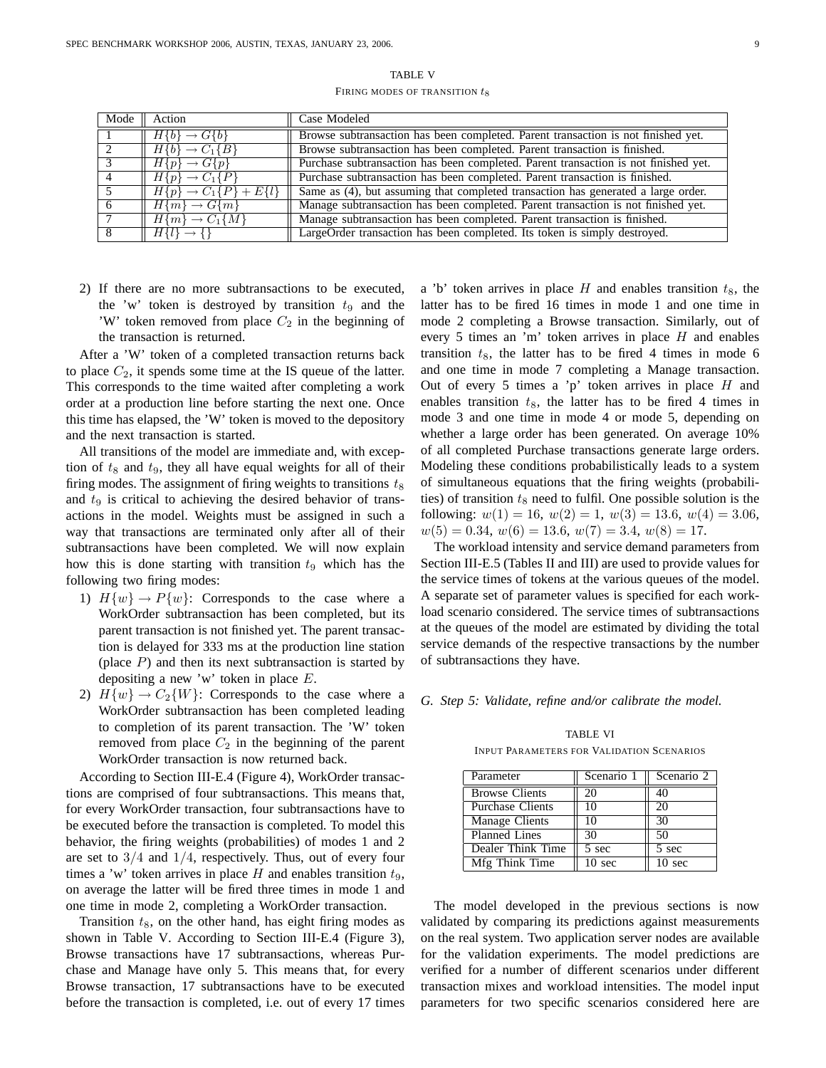TABLE V

FIRING MODES OF TRANSITION $t_8$

| Mode | Action | Case Modeled |
|---|---|---|
| 1 | $H\{b\} \rightarrow G\{b\}$ | Browse subtransaction has been completed. Parent transaction is not finished yet. |
| 2 | $H\{b\} \rightarrow C_1\{B\}$ | Browse subtransaction has been completed. Parent transaction is finished. |
| 3 | $H\{p\} \rightarrow G\{p\}$ | Purchase subtransaction has been completed. Parent transaction is not finished yet. |
| 4 | $H\{p\} \rightarrow C_1\{P\}$ | Purchase subtransaction has been completed. Parent transaction is finished. |
| 5 | $H\{p\} \rightarrow C_1\{P\} + E\{l\}$ | Same as (4), but assuming that completed transaction has generated a large order. |
| 6 | $H\{m\} \rightarrow G\{m\}$ | Manage subtransaction has been completed. Parent transaction is not finished yet. |
| 7 | $H\{m\} \rightarrow C_1\{M\}$ | Manage subtransaction has been completed. Parent transaction is finished. |
| 8 | $H\{l\} \rightarrow \{\}$ | LargeOrder transaction has been completed. Its token is simply destroyed. |

2) If there are no more subtransactions to be executed, the 'w' token is destroyed by transition $t_9$ and the 'W' token removed from place $C_2$ in the beginning of the transaction is returned.

After a 'W' token of a completed transaction returns back to place $C_2$, it spends some time at the IS queue of the latter. This corresponds to the time waited after completing a work order at a production line before starting the next one. Once this time has elapsed, the 'W' token is moved to the depository and the next transaction is started.

All transitions of the model are immediate and, with exception of $t_8$ and $t_9$, they all have equal weights for all of their firing modes. The assignment of firing weights to transitions $t_8$ and $t_9$ is critical to achieving the desired behavior of transactions in the model. Weights must be assigned in such a way that transactions are terminated only after all of their subtransactions have been completed. We will now explain how this is done starting with transition $t_9$ which has the following two firing modes:

1) $H\{w\} \rightarrow P\{w\}$: Corresponds to the case where a WorkOrder subtransaction has been completed, but its parent transaction is not finished yet. The parent transaction is delayed for 333 ms at the production line station (place $P$) and then its next subtransaction is started by depositing a new 'w' token in place $E$.
2) $H\{w\} \rightarrow C_2\{W\}$: Corresponds to the case where a WorkOrder subtransaction has been completed leading to completion of its parent transaction. The 'W' token removed from place $C_2$ in the beginning of the parent WorkOrder transaction is now returned back.

According to Section III-E.4 (Figure 4), WorkOrder transactions are comprised of four subtransactions. This means that, for every WorkOrder transaction, four subtransactions have to be executed before the transaction is completed. To model this behavior, the firing weights (probabilities) of modes 1 and 2 are set to $3/4$ and $1/4$, respectively. Thus, out of every four times a 'w' token arrives in place $H$ and enables transition $t_9$, on average the latter will be fired three times in mode 1 and one time in mode 2, completing a WorkOrder transaction.

Transition $t_8$, on the other hand, has eight firing modes as shown in Table V. According to Section III-E.4 (Figure 3), Browse transactions have 17 subtransactions, whereas Purchase and Manage have only 5. This means that, for every Browse transaction, 17 subtransactions have to be executed before the transaction is completed, i.e. out of every 17 times a 'b' token arrives in place $H$ and enables transition $t_8$, the latter has to be fired 16 times in mode 1 and one time in mode 2 completing a Browse transaction. Similarly, out of every 5 times an 'm' token arrives in place $H$ and enables transition $t_8$, the latter has to be fired 4 times in mode 6 and one time in mode 7 completing a Manage transaction. Out of every 5 times a 'p' token arrives in place $H$ and enables transition $t_8$, the latter has to be fired 4 times in mode 3 and one time in mode 4 or mode 5, depending on whether a large order has been generated. On average 10% of all completed Purchase transactions generate large orders. Modeling these conditions probabilistically leads to a system of simultaneous equations that the firing weights (probabilities) of transition $t_8$ need to fulfil. One possible solution is the following: $w(1) = 16$, $w(2) = 1$, $w(3) = 13.6$, $w(4) = 3.06$, $w(5) = 0.34$, $w(6) = 13.6$, $w(7) = 3.4$, $w(8) = 17$.

The workload intensity and service demand parameters from Section III-E.5 (Tables II and III) are used to provide values for the service times of tokens at the various queues of the model. A separate set of parameter values is specified for each workload scenario considered. The service times of subtransactions at the queues of the model are estimated by dividing the total service demands of the respective transactions by the number of subtransactions they have.

### G. Step 5: Validate, refine and/or calibrate the model.

TABLE VI

INPUT PARAMETERS FOR VALIDATION SCENARIOS

| Parameter | Scenario 1 | Scenario 2 |
|---|---|---|
| Browse Clients | 20 | 40 |
| Purchase Clients | 10 | 20 |
| Manage Clients | 10 | 30 |
| Planned Lines | 30 | 50 |
| Dealer Think Time | 5 sec | 5 sec |
| Mfg Think Time | 10 sec | 10 sec |

The model developed in the previous sections is now validated by comparing its predictions against measurements on the real system. Two application server nodes are available for the validation experiments. The model predictions are verified for a number of different scenarios under different transaction mixes and workload intensities. The model input parameters for two specific scenarios considered here are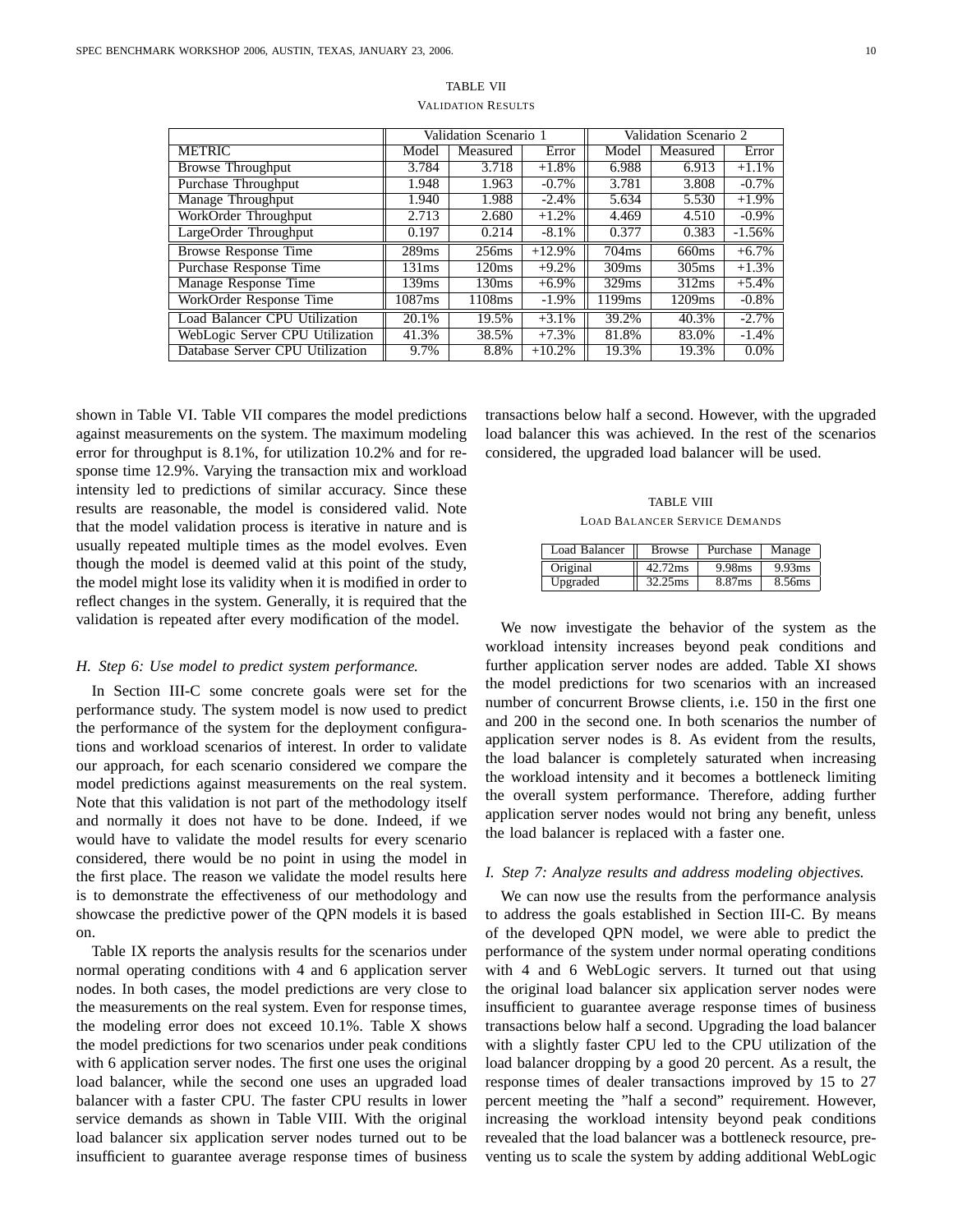TABLE VII

Validation Results

| | Validation Scenario 1 | | | Validation Scenario 2 | | |
|---|---|---|---|---|---|---|
| METRIC | Model | Measured | Error | Model | Measured | Error |
| Browse Throughput | 3.784 | 3.718 | +1.8% | 6.988 | 6.913 | +1.1% |
| Purchase Throughput | 1.948 | 1.963 | -0.7% | 3.781 | 3.808 | -0.7% |
| Manage Throughput | 1.940 | 1.988 | -2.4% | 5.634 | 5.530 | +1.9% |
| WorkOrder Throughput | 2.713 | 2.680 | +1.2% | 4.469 | 4.510 | -0.9% |
| LargeOrder Throughput | 0.197 | 0.214 | -8.1% | 0.377 | 0.383 | -1.56% |
| Browse Response Time | 289ms | 256ms | +12.9% | 704ms | 660ms | +6.7% |
| Purchase Response Time | 131ms | 120ms | +9.2% | 309ms | 305ms | +1.3% |
| Manage Response Time | 139ms | 130ms | +6.9% | 329ms | 312ms | +5.4% |
| WorkOrder Response Time | 1087ms | 1108ms | -1.9% | 1199ms | 1209ms | -0.8% |
| Load Balancer CPU Utilization | 20.1% | 19.5% | +3.1% | 39.2% | 40.3% | -2.7% |
| WebLogic Server CPU Utilization | 41.3% | 38.5% | +7.3% | 81.8% | 83.0% | -1.4% |
| Database Server CPU Utilization | 9.7% | 8.8% | +10.2% | 19.3% | 19.3% | 0.0% |

shown in Table VI. Table VII compares the model predictions against measurements on the system. The maximum modeling error for throughput is 8.1%, for utilization 10.2% and for response time 12.9%. Varying the transaction mix and workload intensity led to predictions of similar accuracy. Since these results are reasonable, the model is considered valid. Note that the model validation process is iterative in nature and is usually repeated multiple times as the model evolves. Even though the model is deemed valid at this point of the study, the model might lose its validity when it is modified in order to reflect changes in the system. Generally, it is required that the validation is repeated after every modification of the model.

### H. Step 6: Use model to predict system performance.

In Section III-C some concrete goals were set for the performance study. The system model is now used to predict the performance of the system for the deployment configurations and workload scenarios of interest. In order to validate our approach, for each scenario considered we compare the model predictions against measurements on the real system. Note that this validation is not part of the methodology itself and normally it does not have to be done. Indeed, if we would have to validate the model results for every scenario considered, there would be no point in using the model in the first place. The reason we validate the model results here is to demonstrate the effectiveness of our methodology and showcase the predictive power of the QPN models it is based on.

Table IX reports the analysis results for the scenarios under normal operating conditions with 4 and 6 application server nodes. In both cases, the model predictions are very close to the measurements on the real system. Even for response times, the modeling error does not exceed 10.1%. Table X shows the model predictions for two scenarios under peak conditions with 6 application server nodes. The first one uses the original load balancer, while the second one uses an upgraded load balancer with a faster CPU. The faster CPU results in lower service demands as shown in Table VIII. With the original load balancer six application server nodes turned out to be insufficient to guarantee average response times of business transactions below half a second. However, with the upgraded load balancer this was achieved. In the rest of the scenarios considered, the upgraded load balancer will be used.

TABLE VIII

Load Balancer Service Demands

| Load Balancer | Browse | Purchase | Manage |
|---|---|---|---|
| Original | 42.72ms | 9.98ms | 9.93ms |
| Upgraded | 32.25ms | 8.87ms | 8.56ms |

We now investigate the behavior of the system as the workload intensity increases beyond peak conditions and further application server nodes are added. Table XI shows the model predictions for two scenarios with an increased number of concurrent Browse clients, i.e. 150 in the first one and 200 in the second one. In both scenarios the number of application server nodes is 8. As evident from the results, the load balancer is completely saturated when increasing the workload intensity and it becomes a bottleneck limiting the overall system performance. Therefore, adding further application server nodes would not bring any benefit, unless the load balancer is replaced with a faster one.

### I. Step 7: Analyze results and address modeling objectives.

We can now use the results from the performance analysis to address the goals established in Section III-C. By means of the developed QPN model, we were able to predict the performance of the system under normal operating conditions with 4 and 6 WebLogic servers. It turned out that using the original load balancer six application server nodes were insufficient to guarantee average response times of business transactions below half a second. Upgrading the load balancer with a slightly faster CPU led to the CPU utilization of the load balancer dropping by a good 20 percent. As a result, the response times of dealer transactions improved by 15 to 27 percent meeting the "half a second" requirement. However, increasing the workload intensity beyond peak conditions revealed that the load balancer was a bottleneck resource, preventing us to scale the system by adding additional WebLogic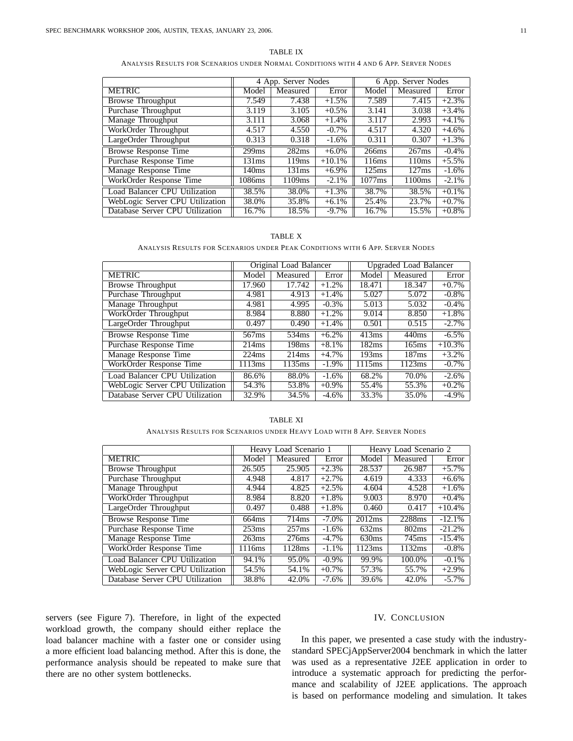TABLE IX

ANALYSIS RESULTS FOR SCENARIOS UNDER NORMAL CONDITIONS WITH 4 AND 6 APP. SERVER NODES

| | 4 App. Server Nodes | | | 6 App. Server Nodes | | |
|---|---|---|---|---|---|---|
| METRIC | Model | Measured | Error | Model | Measured | Error |
| Browse Throughput | 7.549 | 7.438 | +1.5% | 7.589 | 7.415 | +2.3% |
| Purchase Throughput | 3.119 | 3.105 | +0.5% | 3.141 | 3.038 | +3.4% |
| Manage Throughput | 3.111 | 3.068 | +1.4% | 3.117 | 2.993 | +4.1% |
| WorkOrder Throughput | 4.517 | 4.550 | -0.7% | 4.517 | 4.320 | +4.6% |
| LargeOrder Throughput | 0.313 | 0.318 | -1.6% | 0.311 | 0.307 | +1.3% |
| Browse Response Time | 299ms | 282ms | +6.0% | 266ms | 267ms | -0.4% |
| Purchase Response Time | 131ms | 119ms | +10.1% | 116ms | 110ms | +5.5% |
| Manage Response Time | 140ms | 131ms | +6.9% | 125ms | 127ms | -1.6% |
| WorkOrder Response Time | 1086ms | 1109ms | -2.1% | 1077ms | 1100ms | -2.1% |
| Load Balancer CPU Utilization | 38.5% | 38.0% | +1.3% | 38.7% | 38.5% | +0.1% |
| WebLogic Server CPU Utilization | 38.0% | 35.8% | +6.1% | 25.4% | 23.7% | +0.7% |
| Database Server CPU Utilization | 16.7% | 18.5% | -9.7% | 16.7% | 15.5% | +0.8% |

TABLE X

ANALYSIS RESULTS FOR SCENARIOS UNDER PEAK CONDITIONS WITH 6 APP. SERVER NODES

| | Original Load Balancer | | | Upgraded Load Balancer | | |
|---|---|---|---|---|---|---|
| METRIC | Model | Measured | Error | Model | Measured | Error |
| Browse Throughput | 17.960 | 17.742 | +1.2% | 18.471 | 18.347 | +0.7% |
| Purchase Throughput | 4.981 | 4.913 | +1.4% | 5.027 | 5.072 | -0.8% |
| Manage Throughput | 4.981 | 4.995 | -0.3% | 5.013 | 5.032 | -0.4% |
| WorkOrder Throughput | 8.984 | 8.880 | +1.2% | 9.014 | 8.850 | +1.8% |
| LargeOrder Throughput | 0.497 | 0.490 | +1.4% | 0.501 | 0.515 | -2.7% |
| Browse Response Time | 567ms | 534ms | +6.2% | 413ms | 440ms | -6.5% |
| Purchase Response Time | 214ms | 198ms | +8.1% | 182ms | 165ms | +10.3% |
| Manage Response Time | 224ms | 214ms | +4.7% | 193ms | 187ms | +3.2% |
| WorkOrder Response Time | 1113ms | 1135ms | -1.9% | 1115ms | 1123ms | -0.7% |
| Load Balancer CPU Utilization | 86.6% | 88.0% | -1.6% | 68.2% | 70.0% | -2.6% |
| WebLogic Server CPU Utilization | 54.3% | 53.8% | +0.9% | 55.4% | 55.3% | +0.2% |
| Database Server CPU Utilization | 32.9% | 34.5% | -4.6% | 33.3% | 35.0% | -4.9% |

TABLE XI

ANALYSIS RESULTS FOR SCENARIOS UNDER HEAVY LOAD WITH 8 APP. SERVER NODES

| | Heavy Load Scenario 1 | | | Heavy Load Scenario 2 | | |
|---|---|---|---|---|---|---|
| METRIC | Model | Measured | Error | Model | Measured | Error |
| Browse Throughput | 26.505 | 25.905 | +2.3% | 28.537 | 26.987 | +5.7% |
| Purchase Throughput | 4.948 | 4.817 | +2.7% | 4.619 | 4.333 | +6.6% |
| Manage Throughput | 4.944 | 4.825 | +2.5% | 4.604 | 4.528 | +1.6% |
| WorkOrder Throughput | 8.984 | 8.820 | +1.8% | 9.003 | 8.970 | +0.4% |
| LargeOrder Throughput | 0.497 | 0.488 | +1.8% | 0.460 | 0.417 | +10.4% |
| Browse Response Time | 664ms | 714ms | -7.0% | 2012ms | 2288ms | -12.1% |
| Purchase Response Time | 253ms | 257ms | -1.6% | 632ms | 802ms | -21.2% |
| Manage Response Time | 263ms | 276ms | -4.7% | 630ms | 745ms | -15.4% |
| WorkOrder Response Time | 1116ms | 1128ms | -1.1% | 1123ms | 1132ms | -0.8% |
| Load Balancer CPU Utilization | 94.1% | 95.0% | -0.9% | 99.9% | 100.0% | -0.1% |
| WebLogic Server CPU Utilization | 54.5% | 54.1% | +0.7% | 57.3% | 55.7% | +2.9% |
| Database Server CPU Utilization | 38.8% | 42.0% | -7.6% | 39.6% | 42.0% | -5.7% |

servers (see Figure 7). Therefore, in light of the expected workload growth, the company should either replace the load balancer machine with a faster one or consider using a more efficient load balancing method. After this is done, the performance analysis should be repeated to make sure that there are no other system bottlenecks.

## IV. CONCLUSION

In this paper, we presented a case study with the industry-standard SPECjAppServer2004 benchmark in which the latter was used as a representative J2EE application in order to introduce a systematic approach for predicting the performance and scalability of J2EE applications. The approach is based on performance modeling and simulation. It takes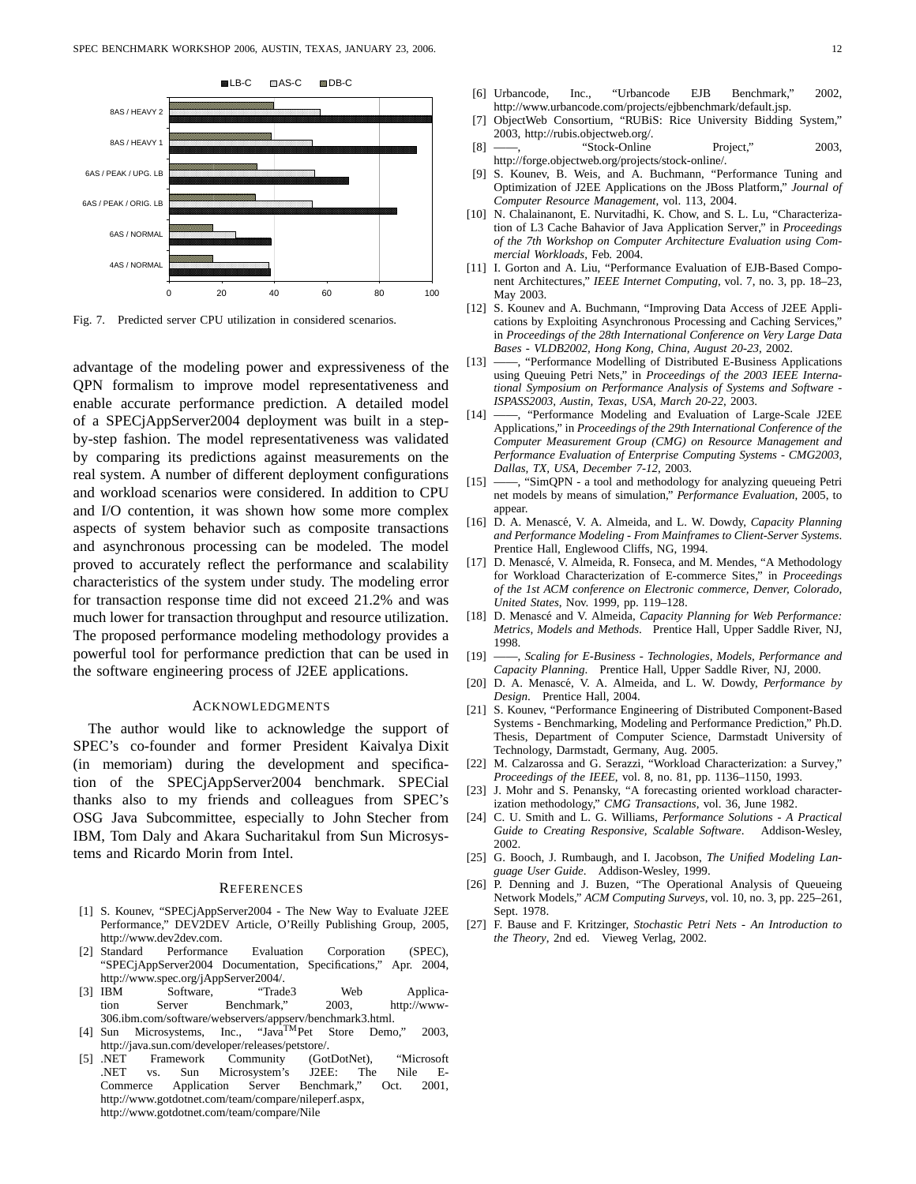■LB-C □AS-C ▨DB-C

8AS / HEAVY 2

8AS / HEAVY 1

6AS / PEAK / UPG. LB

6AS / PEAK / ORIG. LB

6AS / NORMAL

4AS / NORMAL

0 20 40 60 80 100

Fig. 7. Predicted server CPU utilization in considered scenarios.

advantage of the modeling power and expressiveness of the QPN formalism to improve model representativeness and enable accurate performance prediction. A detailed model of a SPECjAppServer2004 deployment was built in a step-by-step fashion. The model representativeness was validated by comparing its predictions against measurements on the real system. A number of different deployment configurations and workload scenarios were considered. In addition to CPU and I/O contention, it was shown how some more complex aspects of system behavior such as composite transactions and asynchronous processing can be modeled. The model proved to accurately reflect the performance and scalability characteristics of the system under study. The modeling error for transaction response time did not exceed 21.2% and was much lower for transaction throughput and resource utilization. The proposed performance modeling methodology provides a powerful tool for performance prediction that can be used in the software engineering process of J2EE applications.

## Acknowledgments

The author would like to acknowledge the support of SPEC's co-founder and former President Kaivalya Dixit (in memoriam) during the development and specification of the SPECjAppServer2004 benchmark. SPECial thanks also to my friends and colleagues from SPEC's OSG Java Subcommittee, especially to John Stecher from IBM, Tom Daly and Akara Sucharitakul from Sun Microsystems and Ricardo Morin from Intel.

## References

[1] S. Kounev, "SPECjAppServer2004 - The New Way to Evaluate J2EE Performance," DEV2DEV Article, O'Reilly Publishing Group, 2005, http://www.dev2dev.com.

[2] Standard Performance Evaluation Corporation (SPEC), "SPECjAppServer2004 Documentation, Specifications," Apr. 2004, http://www.spec.org/jAppServer2004/.

[3] IBM Software, "Trade3 Web Application Server Benchmark," 2003, http://www-306.ibm.com/software/webservers/appserv/benchmark3.html.

[4] Sun Microsystems, Inc., "Java$^{\text{TM}}$Pet Store Demo," 2003, http://java.sun.com/developer/releases/petstore/.

[5] .NET Framework Community (GotDotNet), "Microsoft .NET vs. Sun Microsystem's J2EE: The Nile E-Commerce Application Server Benchmark," Oct. 2001, http://www.gotdotnet.com/team/compare/nileperf.aspx, http://www.gotdotnet.com/team/compare/Nile

[6] Urbancode, Inc., "Urbancode EJB Benchmark," 2002, http://www.urbancode.com/projects/ejbbenchmark/default.jsp.

[7] ObjectWeb Consortium, "RUBiS: Rice University Bidding System," 2003, http://rubis.objectweb.org/.

[8] ——, "Stock-Online Project," 2003, http://forge.objectweb.org/projects/stock-online/.

[9] S. Kounev, B. Weis, and A. Buchmann, "Performance Tuning and Optimization of J2EE Applications on the JBoss Platform," *Journal of Computer Resource Management*, vol. 113, 2004.

[10] N. Chalainanont, E. Nurvitadhi, K. Chow, and S. L. Lu, "Characterization of L3 Cache Bahavior of Java Application Server," in *Proceedings of the 7th Workshop on Computer Architecture Evaluation using Commercial Workloads*, Feb. 2004.

[11] I. Gorton and A. Liu, "Performance Evaluation of EJB-Based Component Architectures," *IEEE Internet Computing*, vol. 7, no. 3, pp. 18–23, May 2003.

[12] S. Kounev and A. Buchmann, "Improving Data Access of J2EE Applications by Exploiting Asynchronous Processing and Caching Services," in *Proceedings of the 28th International Conference on Very Large Data Bases - VLDB2002, Hong Kong, China, August 20-23*, 2002.

[13] ——, "Performance Modelling of Distributed E-Business Applications using Queuing Petri Nets," in *Proceedings of the 2003 IEEE International Symposium on Performance Analysis of Systems and Software - ISPASS2003, Austin, Texas, USA, March 20-22*, 2003.

[14] ——, "Performance Modeling and Evaluation of Large-Scale J2EE Applications," in *Proceedings of the 29th International Conference of the Computer Measurement Group (CMG) on Resource Management and Performance Evaluation of Enterprise Computing Systems - CMG2003, Dallas, TX, USA, December 7-12*, 2003.

[15] ——, "SimQPN - a tool and methodology for analyzing queueing Petri net models by means of simulation," *Performance Evaluation*, 2005, to appear.

[16] D. A. Menascé, V. A. Almeida, and L. W. Dowdy, *Capacity Planning and Performance Modeling - From Mainframes to Client-Server Systems*. Prentice Hall, Englewood Cliffs, NG, 1994.

[17] D. Menascé, V. Almeida, R. Fonseca, and M. Mendes, "A Methodology for Workload Characterization of E-commerce Sites," in *Proceedings of the 1st ACM conference on Electronic commerce, Denver, Colorado, United States*, Nov. 1999, pp. 119–128.

[18] D. Menascé and V. Almeida, *Capacity Planning for Web Performance: Metrics, Models and Methods*. Prentice Hall, Upper Saddle River, NJ, 1998.

[19] ——, *Scaling for E-Business - Technologies, Models, Performance and Capacity Planning*. Prentice Hall, Upper Saddle River, NJ, 2000.

[20] D. A. Menascé, V. A. Almeida, and L. W. Dowdy, *Performance by Design*. Prentice Hall, 2004.

[21] S. Kounev, "Performance Engineering of Distributed Component-Based Systems - Benchmarking, Modeling and Performance Prediction," Ph.D. Thesis, Department of Computer Science, Darmstadt University of Technology, Darmstadt, Germany, Aug. 2005.

[22] M. Calzarossa and G. Serazzi, "Workload Characterization: a Survey," *Proceedings of the IEEE*, vol. 8, no. 81, pp. 1136–1150, 1993.

[23] J. Mohr and S. Penansky, "A forecasting oriented workload characterization methodology," *CMG Transactions*, vol. 36, June 1982.

[24] C. U. Smith and L. G. Williams, *Performance Solutions - A Practical Guide to Creating Responsive, Scalable Software*. Addison-Wesley, 2002.

[25] G. Booch, J. Rumbaugh, and I. Jacobson, *The Unified Modeling Language User Guide*. Addison-Wesley, 1999.

[26] P. Denning and J. Buzen, "The Operational Analysis of Queueing Network Models," *ACM Computing Surveys*, vol. 10, no. 3, pp. 225–261, Sept. 1978.

[27] F. Bause and F. Kritzinger, *Stochastic Petri Nets - An Introduction to the Theory*, 2nd ed. Vieweg Verlag, 2002.